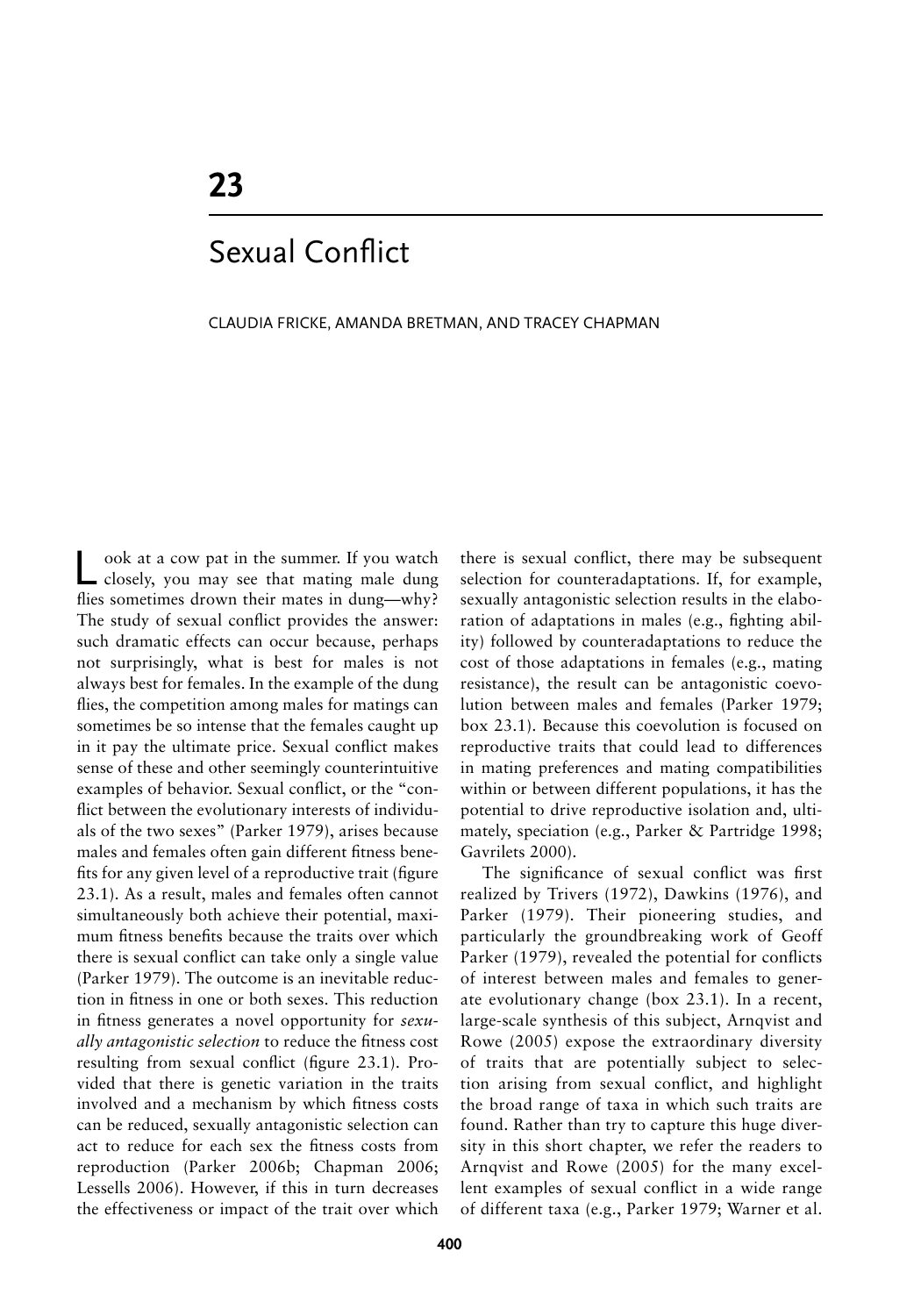# 23

# Sexual Conflict

CLAUDIA FRICKE, AMANDA BRETMAN, AND TRACEY CHAPMAN

Look at a cow pat in the summer. If you watch closely, you may see that mating male dung flies sometimes drown their mates in dung—why? The study of sexual conflict provides the answer: such dramatic effects can occur because, perhaps not surprisingly, what is best for males is not always best for females. In the example of the dung flies, the competition among males for matings can sometimes be so intense that the females caught up in it pay the ultimate price. Sexual conflict makes sense of these and other seemingly counterintuitive examples of behavior. Sexual conflict, or the "conflict between the evolutionary interests of individuals of the two sexes" (Parker 1979), arises because males and females often gain different fitness benefits for any given level of a reproductive trait (figure 23.1). As a result, males and females often cannot simultaneously both achieve their potential, maximum fitness benefits because the traits over which there is sexual conflict can take only a single value (Parker 1979). The outcome is an inevitable reduction in fitness in one or both sexes. This reduction in fitness generates a novel opportunity for *sexually antagonistic selection* to reduce the fitness cost resulting from sexual conflict (figure 23.1). Provided that there is genetic variation in the traits involved and a mechanism by which fitness costs can be reduced, sexually antagonistic selection can act to reduce for each sex the fitness costs from reproduction (Parker 2006b; Chapman 2006; Lessells 2006). However, if this in turn decreases the effectiveness or impact of the trait over which there is sexual conflict, there may be subsequent selection for counteradaptations. If, for example, sexually antagonistic selection results in the elaboration of adaptations in males (e.g., fighting ability) followed by counteradaptations to reduce the cost of those adaptations in females (e.g., mating resistance), the result can be antagonistic coevolution between males and females (Parker 1979; box 23.1). Because this coevolution is focused on reproductive traits that could lead to differences in mating preferences and mating compatibilities within or between different populations, it has the potential to drive reproductive isolation and, ultimately, speciation (e.g., Parker & Partridge 1998; Gavrilets 2000).

The significance of sexual conflict was first realized by Trivers (1972), Dawkins (1976), and Parker (1979). Their pioneering studies, and particularly the groundbreaking work of Geoff Parker (1979), revealed the potential for conflicts of interest between males and females to generate evolutionary change (box 23.1). In a recent, large-scale synthesis of this subject, Arnqvist and Rowe (2005) expose the extraordinary diversity of traits that are potentially subject to selection arising from sexual conflict, and highlight the broad range of taxa in which such traits are found. Rather than try to capture this huge diversity in this short chapter, we refer the readers to Arnqvist and Rowe (2005) for the many excellent examples of sexual conflict in a wide range of different taxa (e.g., Parker 1979; Warner et al.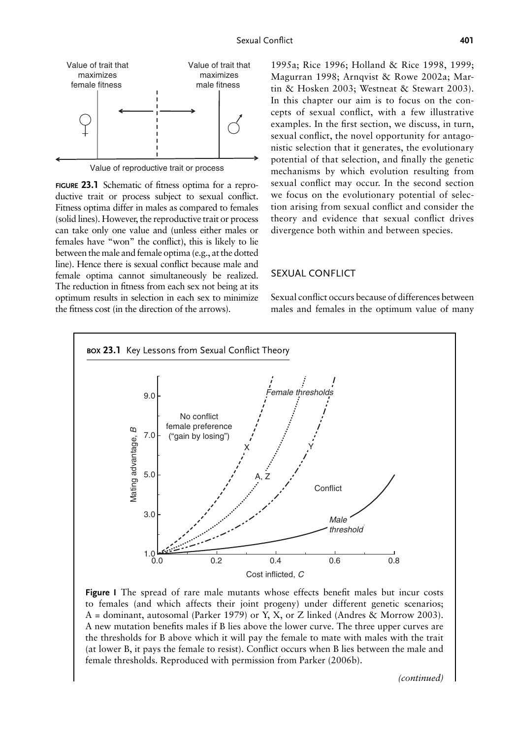**FIGURE 23.1** Schematic of fitness optima for a reproductive trait or process subject to sexual conflict. Fitness optima differ in males as compared to females (solid lines). However, the reproductive trait or process can take only one value and (unless either males or females have "won" the conflict), this is likely to lie between the male and female optima (e.g., at the dotted line). Hence there is sexual conflict because male and female optima cannot simultaneously be realized. The reduction in fitness from each sex not being at its optimum results in selection in each sex to minimize the fitness cost (in the direction of the arrows).

1995a; Rice 1996; Holland & Rice 1998, 1999; Magurran 1998; Arnqvist & Rowe 2002a; Martin & Hosken 2003; Westneat & Stewart 2003). In this chapter our aim is to focus on the concepts of sexual conflict, with a few illustrative examples. In the first section, we discuss, in turn, sexual conflict, the novel opportunity for antagonistic selection that it generates, the evolutionary potential of that selection, and finally the genetic mechanisms by which evolution resulting from sexual conflict may occur. In the second section we focus on the evolutionary potential of selection arising from sexual conflict and consider the theory and evidence that sexual conflict drives divergence both within and between species.

## SEXUAL CONFLICT

Sexual conflict occurs because of differences between males and females in the optimum value of many

### BOX 23.1 Key Lessons from Sexual Conflict Theory

**Figure I** The spread of rare male mutants whose effects benefit males but incur costs to females (and which affects their joint progeny) under different genetic scenarios; A = dominant, autosomal (Parker 1979) or Y, X, or Z linked (Andres & Morrow 2003). A new mutation benefits males if B lies above the lower curve. The three upper curves are the thresholds for B above which it will pay the female to mate with males with the trait (at lower B, it pays the female to resist). Conflict occurs when B lies between the male and female thresholds. Reproduced with permission from Parker (2006b).

*(continued)*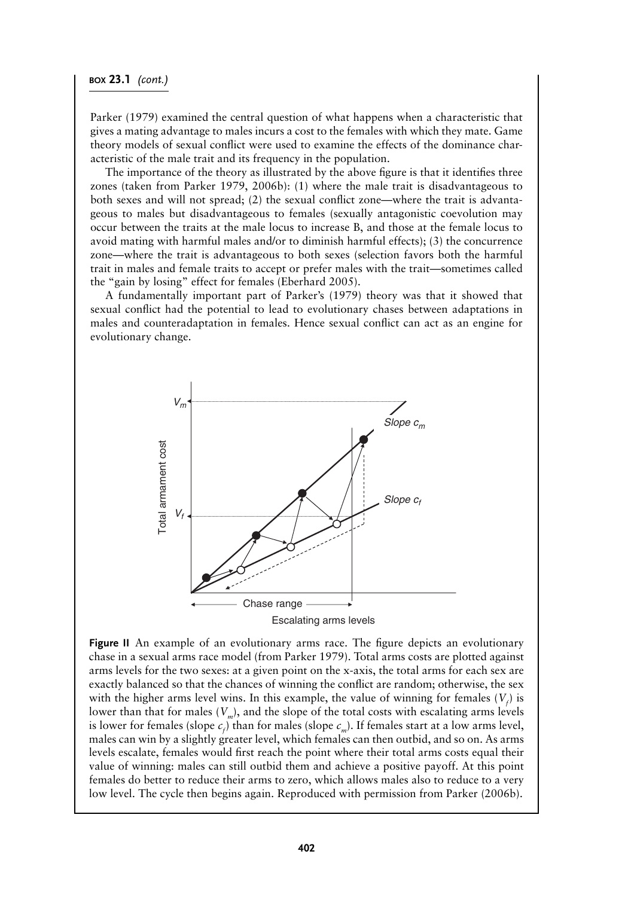**BOX 23.1** *(cont.)*

Parker (1979) examined the central question of what happens when a characteristic that gives a mating advantage to males incurs a cost to the females with which they mate. Game theory models of sexual conflict were used to examine the effects of the dominance characteristic of the male trait and its frequency in the population.

The importance of the theory as illustrated by the above figure is that it identifies three zones (taken from Parker 1979, 2006b): (1) where the male trait is disadvantageous to both sexes and will not spread; (2) the sexual conflict zone—where the trait is advantageous to males but disadvantageous to females (sexually antagonistic coevolution may occur between the traits at the male locus to increase B, and those at the female locus to avoid mating with harmful males and/or to diminish harmful effects); (3) the concurrence zone—where the trait is advantageous to both sexes (selection favors both the harmful trait in males and female traits to accept or prefer males with the trait—sometimes called the "gain by losing" effect for females (Eberhard 2005).

A fundamentally important part of Parker's (1979) theory was that it showed that sexual conflict had the potential to lead to evolutionary chases between adaptations in males and counteradaptation in females. Hence sexual conflict can act as an engine for evolutionary change.

**Figure II** An example of an evolutionary arms race. The figure depicts an evolutionary chase in a sexual arms race model (from Parker 1979). Total arms costs are plotted against arms levels for the two sexes: at a given point on the x-axis, the total arms for each sex are exactly balanced so that the chances of winning the conflict are random; otherwise, the sex with the higher arms level wins. In this example, the value of winning for females ($V_f$) is lower than that for males ($V_m$), and the slope of the total costs with escalating arms levels is lower for females (slope $c_f$) than for males (slope $c_m$). If females start at a low arms level, males can win by a slightly greater level, which females can then outbid, and so on. As arms levels escalate, females would first reach the point where their total arms costs equal their value of winning: males can still outbid them and achieve a positive payoff. At this point females do better to reduce their arms to zero, which allows males also to reduce to a very low level. The cycle then begins again. Reproduced with permission from Parker (2006b).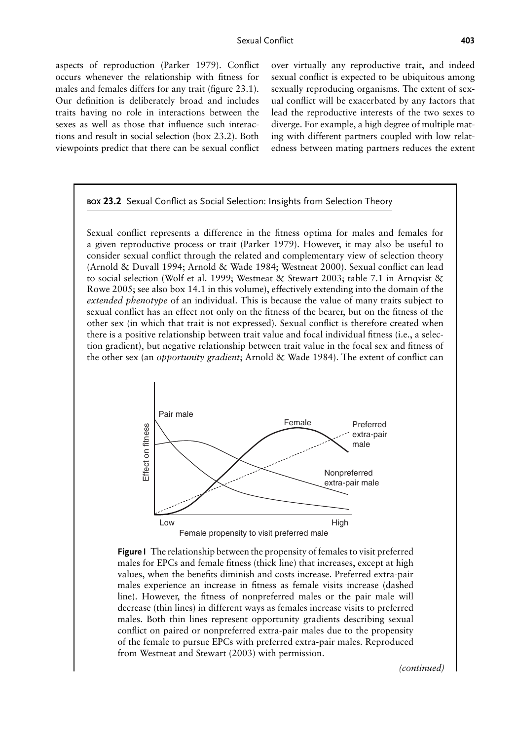aspects of reproduction (Parker 1979). Conflict occurs whenever the relationship with fitness for males and females differs for any trait (figure 23.1). Our definition is deliberately broad and includes traits having no role in interactions between the sexes as well as those that influence such interactions and result in social selection (box 23.2). Both viewpoints predict that there can be sexual conflict over virtually any reproductive trait, and indeed sexual conflict is expected to be ubiquitous among sexually reproducing organisms. The extent of sexual conflict will be exacerbated by any factors that lead the reproductive interests of the two sexes to diverge. For example, a high degree of multiple mating with different partners coupled with low relatedness between mating partners reduces the extent

### BOX 23.2 Sexual Conflict as Social Selection: Insights from Selection Theory

Sexual conflict represents a difference in the fitness optima for males and females for a given reproductive process or trait (Parker 1979). However, it may also be useful to consider sexual conflict through the related and complementary view of selection theory (Arnold & Duvall 1994; Arnold & Wade 1984; Westneat 2000). Sexual conflict can lead to social selection (Wolf et al. 1999; Westneat & Stewart 2003; table 7.1 in Arnqvist & Rowe 2005; see also box 14.1 in this volume), effectively extending into the domain of the *extended phenotype* of an individual. This is because the value of many traits subject to sexual conflict has an effect not only on the fitness of the bearer, but on the fitness of the other sex (in which that trait is not expressed). Sexual conflict is therefore created when there is a positive relationship between trait value and focal individual fitness (i.e., a selection gradient), but negative relationship between trait value in the focal sex and fitness of the other sex (an *opportunity gradient*; Arnold & Wade 1984). The extent of conflict can

**Figure 1** The relationship between the propensity of females to visit preferred males for EPCs and female fitness (thick line) that increases, except at high values, when the benefits diminish and costs increase. Preferred extra-pair males experience an increase in fitness as female visits increase (dashed line). However, the fitness of nonpreferred males or the pair male will decrease (thin lines) in different ways as females increase visits to preferred males. Both thin lines represent opportunity gradients describing sexual conflict on paired or nonpreferred extra-pair males due to the propensity of the female to pursue EPCs with preferred extra-pair males. Reproduced from Westneat and Stewart (2003) with permission.

*(continued)*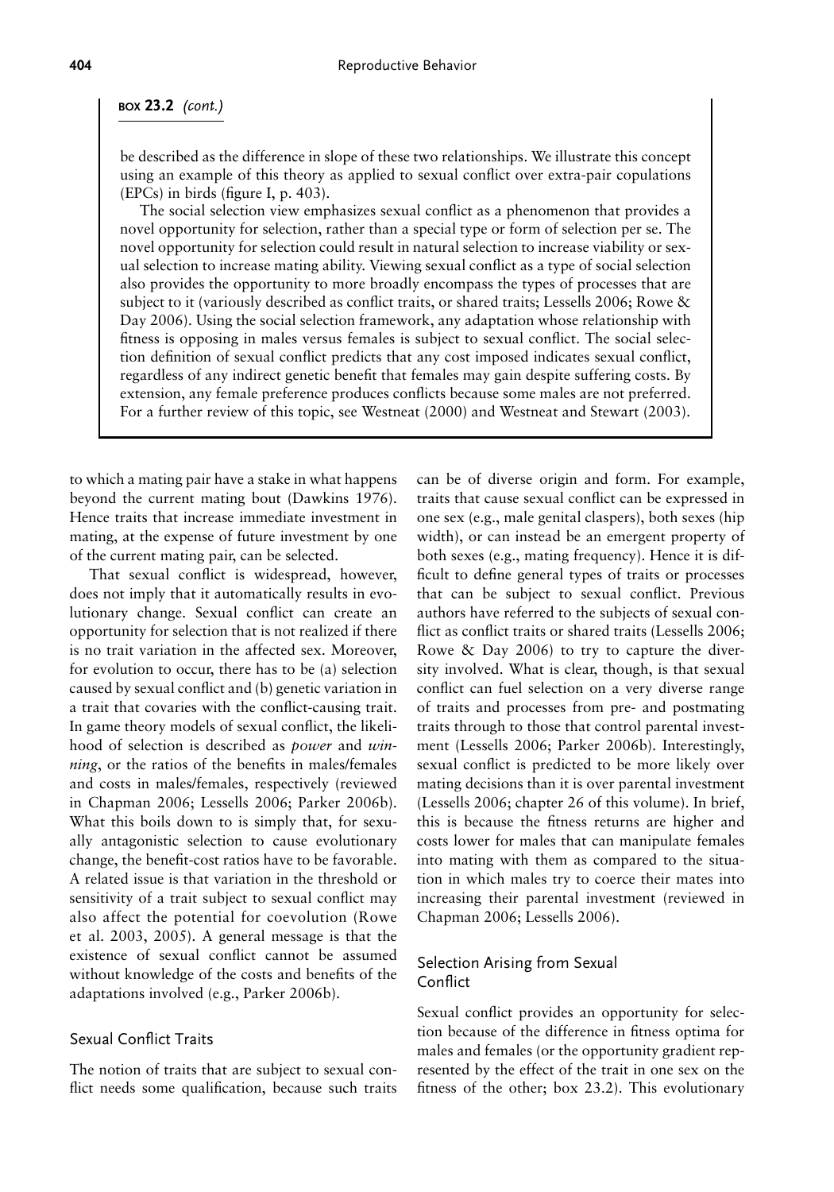**BOX 23.2** *(cont.)*

be described as the difference in slope of these two relationships. We illustrate this concept using an example of this theory as applied to sexual conflict over extra-pair copulations (EPCs) in birds (figure I, p. 403).

The social selection view emphasizes sexual conflict as a phenomenon that provides a novel opportunity for selection, rather than a special type or form of selection per se. The novel opportunity for selection could result in natural selection to increase viability or sexual selection to increase mating ability. Viewing sexual conflict as a type of social selection also provides the opportunity to more broadly encompass the types of processes that are subject to it (variously described as conflict traits, or shared traits; Lessells 2006; Rowe & Day 2006). Using the social selection framework, any adaptation whose relationship with fitness is opposing in males versus females is subject to sexual conflict. The social selection definition of sexual conflict predicts that any cost imposed indicates sexual conflict, regardless of any indirect genetic benefit that females may gain despite suffering costs. By extension, any female preference produces conflicts because some males are not preferred. For a further review of this topic, see Westneat (2000) and Westneat and Stewart (2003).

to which a mating pair have a stake in what happens beyond the current mating bout (Dawkins 1976). Hence traits that increase immediate investment in mating, at the expense of future investment by one of the current mating pair, can be selected.

That sexual conflict is widespread, however, does not imply that it automatically results in evolutionary change. Sexual conflict can create an opportunity for selection that is not realized if there is no trait variation in the affected sex. Moreover, for evolution to occur, there has to be (a) selection caused by sexual conflict and (b) genetic variation in a trait that covaries with the conflict-causing trait. In game theory models of sexual conflict, the likelihood of selection is described as *power* and *winning*, or the ratios of the benefits in males/females and costs in males/females, respectively (reviewed in Chapman 2006; Lessells 2006; Parker 2006b). What this boils down to is simply that, for sexually antagonistic selection to cause evolutionary change, the benefit-cost ratios have to be favorable. A related issue is that variation in the threshold or sensitivity of a trait subject to sexual conflict may also affect the potential for coevolution (Rowe et al. 2003, 2005). A general message is that the existence of sexual conflict cannot be assumed without knowledge of the costs and benefits of the adaptations involved (e.g., Parker 2006b).

## Sexual Conflict Traits

The notion of traits that are subject to sexual conflict needs some qualification, because such traits can be of diverse origin and form. For example, traits that cause sexual conflict can be expressed in one sex (e.g., male genital claspers), both sexes (hip width), or can instead be an emergent property of both sexes (e.g., mating frequency). Hence it is difficult to define general types of traits or processes that can be subject to sexual conflict. Previous authors have referred to the subjects of sexual conflict as conflict traits or shared traits (Lessells 2006; Rowe & Day 2006) to try to capture the diversity involved. What is clear, though, is that sexual conflict can fuel selection on a very diverse range of traits and processes from pre- and postmating traits through to those that control parental investment (Lessells 2006; Parker 2006b). Interestingly, sexual conflict is predicted to be more likely over mating decisions than it is over parental investment (Lessells 2006; chapter 26 of this volume). In brief, this is because the fitness returns are higher and costs lower for males that can manipulate females into mating with them as compared to the situation in which males try to coerce their mates into increasing their parental investment (reviewed in Chapman 2006; Lessells 2006).

## Selection Arising from Sexual Conflict

Sexual conflict provides an opportunity for selection because of the difference in fitness optima for males and females (or the opportunity gradient represented by the effect of the trait in one sex on the fitness of the other; box 23.2). This evolutionary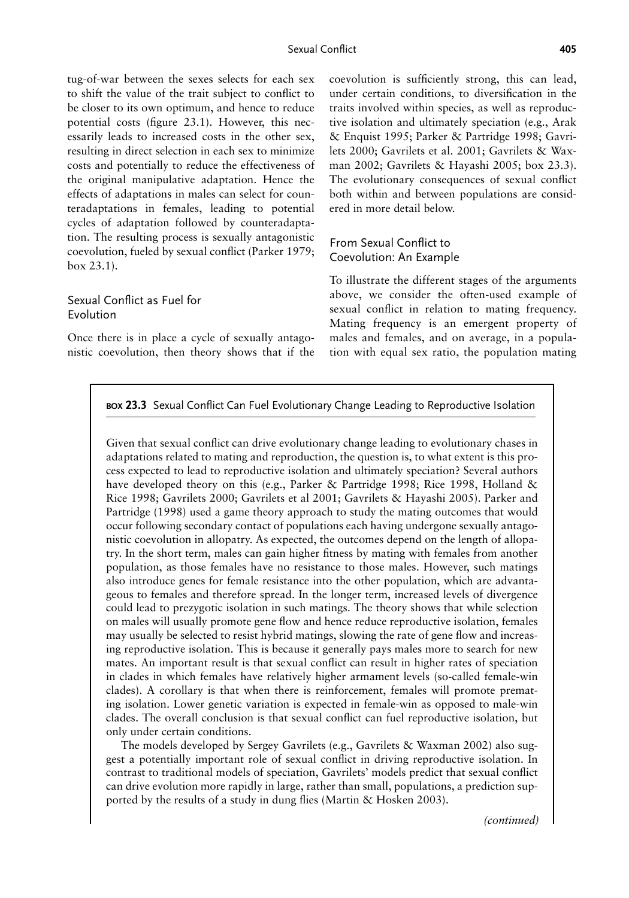tug-of-war between the sexes selects for each sex to shift the value of the trait subject to conflict to be closer to its own optimum, and hence to reduce potential costs (figure 23.1). However, this necessarily leads to increased costs in the other sex, resulting in direct selection in each sex to minimize costs and potentially to reduce the effectiveness of the original manipulative adaptation. Hence the effects of adaptations in males can select for counteradaptations in females, leading to potential cycles of adaptation followed by counteradaptation. The resulting process is sexually antagonistic coevolution, fueled by sexual conflict (Parker 1979; box 23.1).

### Sexual Conflict as Fuel for Evolution

Once there is in place a cycle of sexually antagonistic coevolution, then theory shows that if the coevolution is sufficiently strong, this can lead, under certain conditions, to diversification in the traits involved within species, as well as reproductive isolation and ultimately speciation (e.g., Arak & Enquist 1995; Parker & Partridge 1998; Gavrilets 2000; Gavrilets et al. 2001; Gavrilets & Waxman 2002; Gavrilets & Hayashi 2005; box 23.3). The evolutionary consequences of sexual conflict both within and between populations are considered in more detail below.

### From Sexual Conflict to Coevolution: An Example

To illustrate the different stages of the arguments above, we consider the often-used example of sexual conflict in relation to mating frequency. Mating frequency is an emergent property of males and females, and on average, in a population with equal sex ratio, the population mating

---

**BOX 23.3** Sexual Conflict Can Fuel Evolutionary Change Leading to Reproductive Isolation

Given that sexual conflict can drive evolutionary change leading to evolutionary chases in adaptations related to mating and reproduction, the question is, to what extent is this process expected to lead to reproductive isolation and ultimately speciation? Several authors have developed theory on this (e.g., Parker & Partridge 1998; Rice 1998, Holland & Rice 1998; Gavrilets 2000; Gavrilets et al 2001; Gavrilets & Hayashi 2005). Parker and Partridge (1998) used a game theory approach to study the mating outcomes that would occur following secondary contact of populations each having undergone sexually antagonistic coevolution in allopatry. As expected, the outcomes depend on the length of allopatry. In the short term, males can gain higher fitness by mating with females from another population, as those females have no resistance to those males. However, such matings also introduce genes for female resistance into the other population, which are advantageous to females and therefore spread. In the longer term, increased levels of divergence could lead to prezygotic isolation in such matings. The theory shows that while selection on males will usually promote gene flow and hence reduce reproductive isolation, females may usually be selected to resist hybrid matings, slowing the rate of gene flow and increasing reproductive isolation. This is because it generally pays males more to search for new mates. An important result is that sexual conflict can result in higher rates of speciation in clades in which females have relatively higher armament levels (so-called female-win clades). A corollary is that when there is reinforcement, females will promote premating isolation. Lower genetic variation is expected in female-win as opposed to male-win clades. The overall conclusion is that sexual conflict can fuel reproductive isolation, but only under certain conditions.

The models developed by Sergey Gavrilets (e.g., Gavrilets & Waxman 2002) also suggest a potentially important role of sexual conflict in driving reproductive isolation. In contrast to traditional models of speciation, Gavrilets' models predict that sexual conflict can drive evolution more rapidly in large, rather than small, populations, a prediction supported by the results of a study in dung flies (Martin & Hosken 2003).

*(continued)*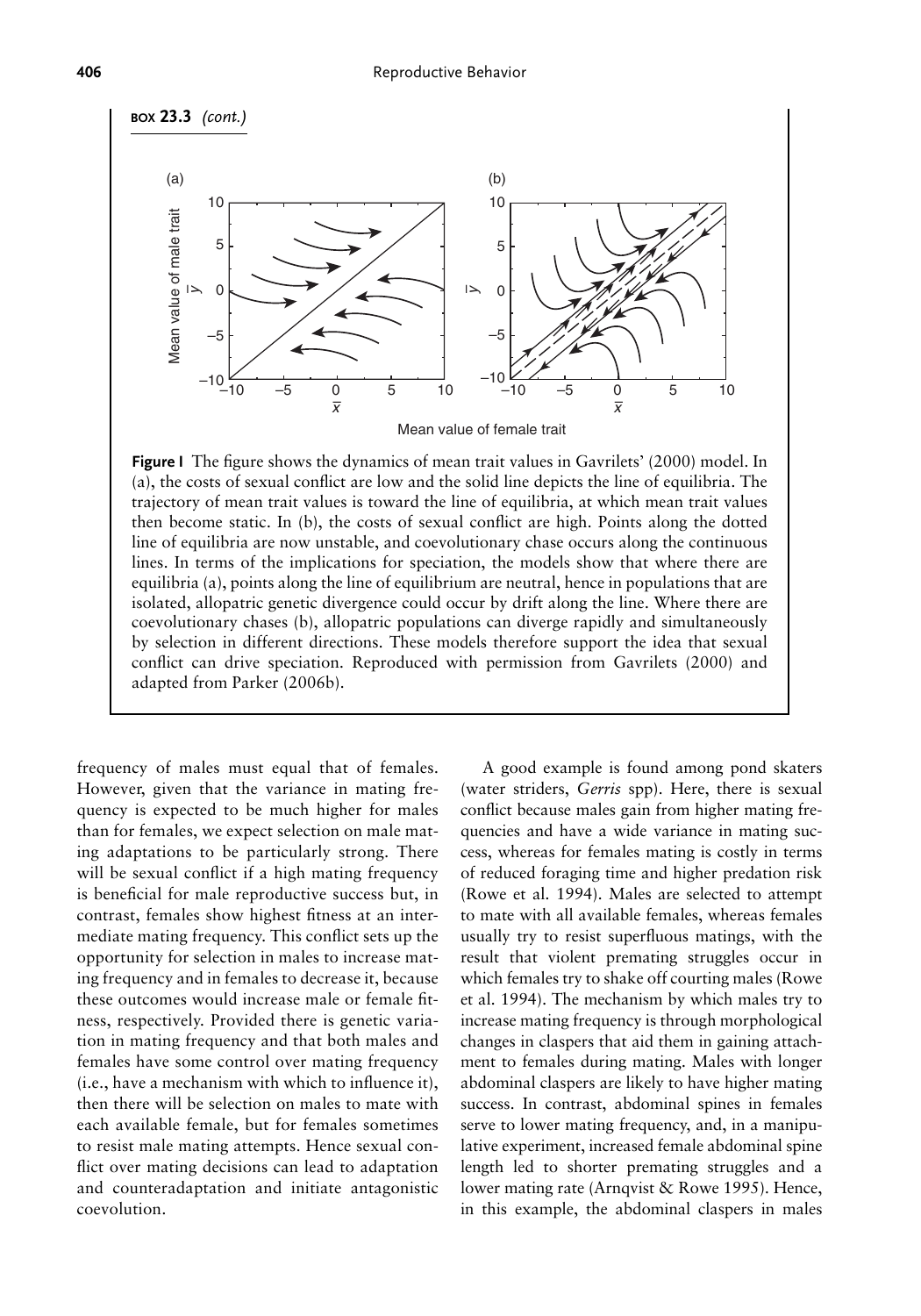**BOX 23.3** *(cont.)*

(a)

(b)

Mean value of male trait $\bar{y}$

10

5

0

–5

–10

–10 –5 0 5 10

$\bar{x}$

Mean value of female trait

**Figure I** The figure shows the dynamics of mean trait values in Gavrilets' (2000) model. In (a), the costs of sexual conflict are low and the solid line depicts the line of equilibria. The trajectory of mean trait values is toward the line of equilibria, at which mean trait values then become static. In (b), the costs of sexual conflict are high. Points along the dotted line of equilibria are now unstable, and coevolutionary chase occurs along the continuous lines. In terms of the implications for speciation, the models show that where there are equilibria (a), points along the line of equilibrium are neutral, hence in populations that are isolated, allopatric genetic divergence could occur by drift along the line. Where there are coevolutionary chases (b), allopatric populations can diverge rapidly and simultaneously by selection in different directions. These models therefore support the idea that sexual conflict can drive speciation. Reproduced with permission from Gavrilets (2000) and adapted from Parker (2006b).

frequency of males must equal that of females. However, given that the variance in mating frequency is expected to be much higher for males than for females, we expect selection on male mating adaptations to be particularly strong. There will be sexual conflict if a high mating frequency is beneficial for male reproductive success but, in contrast, females show highest fitness at an intermediate mating frequency. This conflict sets up the opportunity for selection in males to increase mating frequency and in females to decrease it, because these outcomes would increase male or female fitness, respectively. Provided there is genetic variation in mating frequency and that both males and females have some control over mating frequency (i.e., have a mechanism with which to influence it), then there will be selection on males to mate with each available female, but for females sometimes to resist male mating attempts. Hence sexual conflict over mating decisions can lead to adaptation and counteradaptation and initiate antagonistic coevolution.

A good example is found among pond skaters (water striders, *Gerris* spp). Here, there is sexual conflict because males gain from higher mating frequencies and have a wide variance in mating success, whereas for females mating is costly in terms of reduced foraging time and higher predation risk (Rowe et al. 1994). Males are selected to attempt to mate with all available females, whereas females usually try to resist superfluous matings, with the result that violent premating struggles occur in which females try to shake off courting males (Rowe et al. 1994). The mechanism by which males try to increase mating frequency is through morphological changes in claspers that aid them in gaining attachment to females during mating. Males with longer abdominal claspers are likely to have higher mating success. In contrast, abdominal spines in females serve to lower mating frequency, and, in a manipulative experiment, increased female abdominal spine length led to shorter premating struggles and a lower mating rate (Arnqvist & Rowe 1995). Hence, in this example, the abdominal claspers in males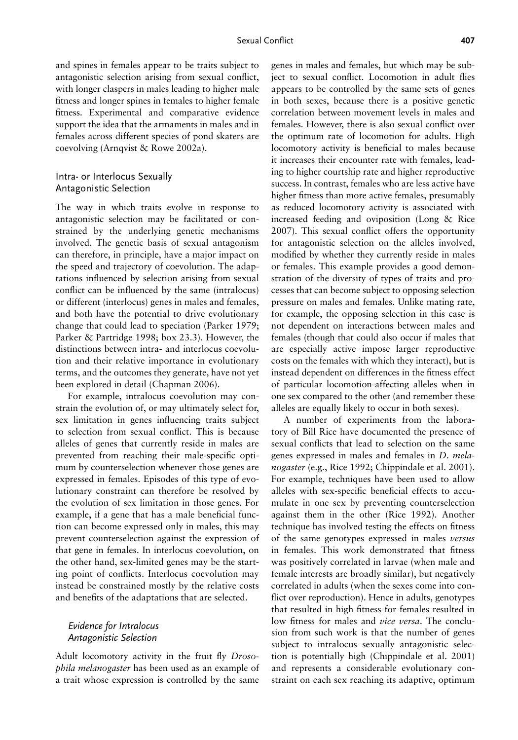and spines in females appear to be traits subject to antagonistic selection arising from sexual conflict, with longer claspers in males leading to higher male fitness and longer spines in females to higher female fitness. Experimental and comparative evidence support the idea that the armaments in males and in females across different species of pond skaters are coevolving (Arnqvist & Rowe 2002a).

## Intra- or Interlocus Sexually Antagonistic Selection

The way in which traits evolve in response to antagonistic selection may be facilitated or constrained by the underlying genetic mechanisms involved. The genetic basis of sexual antagonism can therefore, in principle, have a major impact on the speed and trajectory of coevolution. The adaptations influenced by selection arising from sexual conflict can be influenced by the same (intralocus) or different (interlocus) genes in males and females, and both have the potential to drive evolutionary change that could lead to speciation (Parker 1979; Parker & Partridge 1998; box 23.3). However, the distinctions between intra- and interlocus coevolution and their relative importance in evolutionary terms, and the outcomes they generate, have not yet been explored in detail (Chapman 2006).

For example, intralocus coevolution may constrain the evolution of, or may ultimately select for, sex limitation in genes influencing traits subject to selection from sexual conflict. This is because alleles of genes that currently reside in males are prevented from reaching their male-specific optimum by counterselection whenever those genes are expressed in females. Episodes of this type of evolutionary constraint can therefore be resolved by the evolution of sex limitation in those genes. For example, if a gene that has a male beneficial function can become expressed only in males, this may prevent counterselection against the expression of that gene in females. In interlocus coevolution, on the other hand, sex-limited genes may be the starting point of conflicts. Interlocus coevolution may instead be constrained mostly by the relative costs and benefits of the adaptations that are selected.

### *Evidence for Intralocus Antagonistic Selection*

Adult locomotory activity in the fruit fly *Drosophila melanogaster* has been used as an example of a trait whose expression is controlled by the same genes in males and females, but which may be subject to sexual conflict. Locomotion in adult flies appears to be controlled by the same sets of genes in both sexes, because there is a positive genetic correlation between movement levels in males and females. However, there is also sexual conflict over the optimum rate of locomotion for adults. High locomotory activity is beneficial to males because it increases their encounter rate with females, leading to higher courtship rate and higher reproductive success. In contrast, females who are less active have higher fitness than more active females, presumably as reduced locomotory activity is associated with increased feeding and oviposition (Long & Rice 2007). This sexual conflict offers the opportunity for antagonistic selection on the alleles involved, modified by whether they currently reside in males or females. This example provides a good demonstration of the diversity of types of traits and processes that can become subject to opposing selection pressure on males and females. Unlike mating rate, for example, the opposing selection in this case is not dependent on interactions between males and females (though that could also occur if males that are especially active impose larger reproductive costs on the females with which they interact), but is instead dependent on differences in the fitness effect of particular locomotion-affecting alleles when in one sex compared to the other (and remember these alleles are equally likely to occur in both sexes).

A number of experiments from the laboratory of Bill Rice have documented the presence of sexual conflicts that lead to selection on the same genes expressed in males and females in *D. melanogaster* (e.g., Rice 1992; Chippindale et al. 2001). For example, techniques have been used to allow alleles with sex-specific beneficial effects to accumulate in one sex by preventing counterselection against them in the other (Rice 1992). Another technique has involved testing the effects on fitness of the same genotypes expressed in males *versus* in females. This work demonstrated that fitness was positively correlated in larvae (when male and female interests are broadly similar), but negatively correlated in adults (when the sexes come into conflict over reproduction). Hence in adults, genotypes that resulted in high fitness for females resulted in low fitness for males and *vice versa*. The conclusion from such work is that the number of genes subject to intralocus sexually antagonistic selection is potentially high (Chippindale et al. 2001) and represents a considerable evolutionary constraint on each sex reaching its adaptive, optimum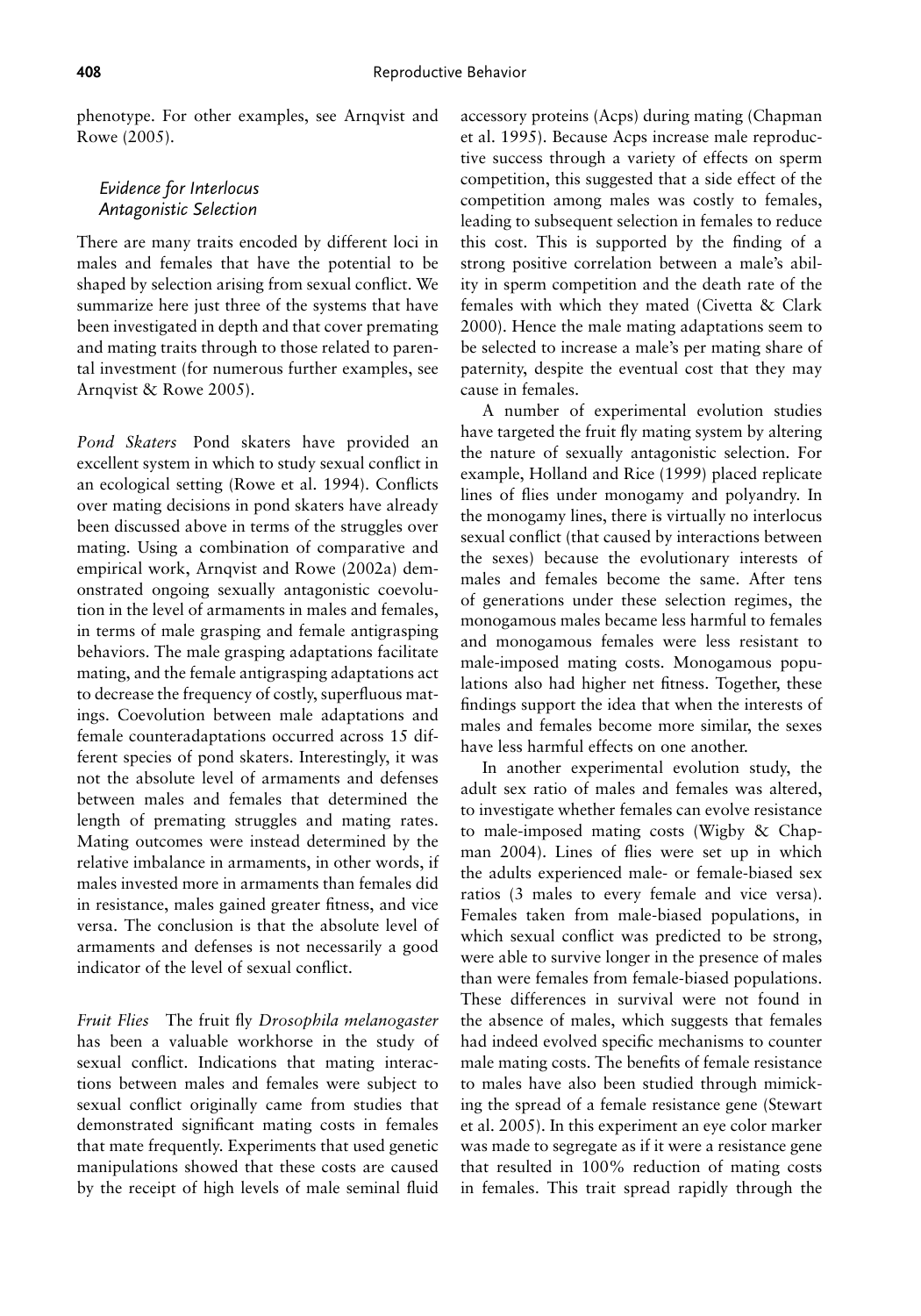phenotype. For other examples, see Arnqvist and Rowe (2005).

### *Evidence for Interlocus Antagonistic Selection*

There are many traits encoded by different loci in males and females that have the potential to be shaped by selection arising from sexual conflict. We summarize here just three of the systems that have been investigated in depth and that cover premating and mating traits through to those related to parental investment (for numerous further examples, see Arnqvist & Rowe 2005).

*Pond Skaters* Pond skaters have provided an excellent system in which to study sexual conflict in an ecological setting (Rowe et al. 1994). Conflicts over mating decisions in pond skaters have already been discussed above in terms of the struggles over mating. Using a combination of comparative and empirical work, Arnqvist and Rowe (2002a) demonstrated ongoing sexually antagonistic coevolution in the level of armaments in males and females, in terms of male grasping and female antigrasping behaviors. The male grasping adaptations facilitate mating, and the female antigrasping adaptations act to decrease the frequency of costly, superfluous matings. Coevolution between male adaptations and female counteradaptations occurred across 15 different species of pond skaters. Interestingly, it was not the absolute level of armaments and defenses between males and females that determined the length of premating struggles and mating rates. Mating outcomes were instead determined by the relative imbalance in armaments, in other words, if males invested more in armaments than females did in resistance, males gained greater fitness, and vice versa. The conclusion is that the absolute level of armaments and defenses is not necessarily a good indicator of the level of sexual conflict.

*Fruit Flies* The fruit fly *Drosophila melanogaster* has been a valuable workhorse in the study of sexual conflict. Indications that mating interactions between males and females were subject to sexual conflict originally came from studies that demonstrated significant mating costs in females that mate frequently. Experiments that used genetic manipulations showed that these costs are caused by the receipt of high levels of male seminal fluid accessory proteins (Acps) during mating (Chapman et al. 1995). Because Acps increase male reproductive success through a variety of effects on sperm competition, this suggested that a side effect of the competition among males was costly to females, leading to subsequent selection in females to reduce this cost. This is supported by the finding of a strong positive correlation between a male's ability in sperm competition and the death rate of the females with which they mated (Civetta & Clark 2000). Hence the male mating adaptations seem to be selected to increase a male's per mating share of paternity, despite the eventual cost that they may cause in females.

A number of experimental evolution studies have targeted the fruit fly mating system by altering the nature of sexually antagonistic selection. For example, Holland and Rice (1999) placed replicate lines of flies under monogamy and polyandry. In the monogamy lines, there is virtually no interlocus sexual conflict (that caused by interactions between the sexes) because the evolutionary interests of males and females become the same. After tens of generations under these selection regimes, the monogamous males became less harmful to females and monogamous females were less resistant to male-imposed mating costs. Monogamous populations also had higher net fitness. Together, these findings support the idea that when the interests of males and females become more similar, the sexes have less harmful effects on one another.

In another experimental evolution study, the adult sex ratio of males and females was altered, to investigate whether females can evolve resistance to male-imposed mating costs (Wigby & Chapman 2004). Lines of flies were set up in which the adults experienced male- or female-biased sex ratios (3 males to every female and vice versa). Females taken from male-biased populations, in which sexual conflict was predicted to be strong, were able to survive longer in the presence of males than were females from female-biased populations. These differences in survival were not found in the absence of males, which suggests that females had indeed evolved specific mechanisms to counter male mating costs. The benefits of female resistance to males have also been studied through mimicking the spread of a female resistance gene (Stewart et al. 2005). In this experiment an eye color marker was made to segregate as if it were a resistance gene that resulted in 100% reduction of mating costs in females. This trait spread rapidly through the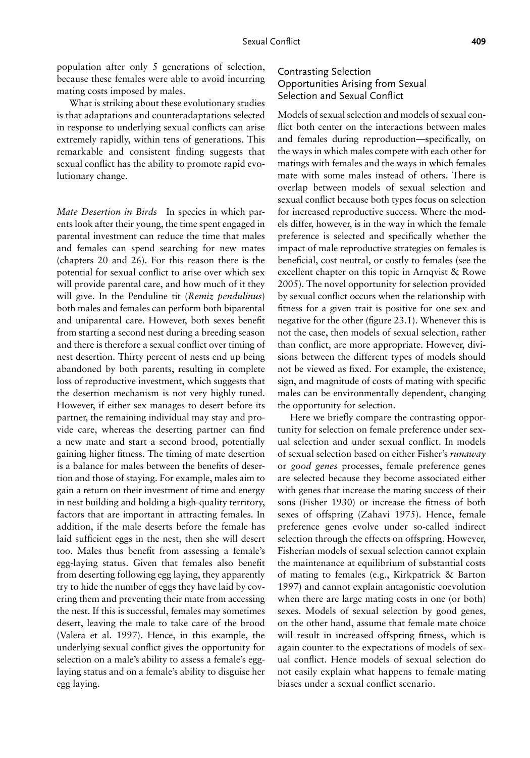population after only 5 generations of selection, because these females were able to avoid incurring mating costs imposed by males.

What is striking about these evolutionary studies is that adaptations and counteradaptations selected in response to underlying sexual conflicts can arise extremely rapidly, within tens of generations. This remarkable and consistent finding suggests that sexual conflict has the ability to promote rapid evolutionary change.

*Mate Desertion in Birds* In species in which parents look after their young, the time spent engaged in parental investment can reduce the time that males and females can spend searching for new mates (chapters 20 and 26). For this reason there is the potential for sexual conflict to arise over which sex will provide parental care, and how much of it they will give. In the Penduline tit (*Remiz pendulinus*) both males and females can perform both biparental and uniparental care. However, both sexes benefit from starting a second nest during a breeding season and there is therefore a sexual conflict over timing of nest desertion. Thirty percent of nests end up being abandoned by both parents, resulting in complete loss of reproductive investment, which suggests that the desertion mechanism is not very highly tuned. However, if either sex manages to desert before its partner, the remaining individual may stay and provide care, whereas the deserting partner can find a new mate and start a second brood, potentially gaining higher fitness. The timing of mate desertion is a balance for males between the benefits of desertion and those of staying. For example, males aim to gain a return on their investment of time and energy in nest building and holding a high-quality territory, factors that are important in attracting females. In addition, if the male deserts before the female has laid sufficient eggs in the nest, then she will desert too. Males thus benefit from assessing a female's egg-laying status. Given that females also benefit from deserting following egg laying, they apparently try to hide the number of eggs they have laid by covering them and preventing their mate from accessing the nest. If this is successful, females may sometimes desert, leaving the male to take care of the brood (Valera et al. 1997). Hence, in this example, the underlying sexual conflict gives the opportunity for selection on a male's ability to assess a female's egg-laying status and on a female's ability to disguise her egg laying.

## Contrasting Selection Opportunities Arising from Sexual Selection and Sexual Conflict

Models of sexual selection and models of sexual conflict both center on the interactions between males and females during reproduction—specifically, on the ways in which males compete with each other for matings with females and the ways in which females mate with some males instead of others. There is overlap between models of sexual selection and sexual conflict because both types focus on selection for increased reproductive success. Where the models differ, however, is in the way in which the female preference is selected and specifically whether the impact of male reproductive strategies on females is beneficial, cost neutral, or costly to females (see the excellent chapter on this topic in Arnqvist & Rowe 2005). The novel opportunity for selection provided by sexual conflict occurs when the relationship with fitness for a given trait is positive for one sex and negative for the other (figure 23.1). Whenever this is not the case, then models of sexual selection, rather than conflict, are more appropriate. However, divisions between the different types of models should not be viewed as fixed. For example, the existence, sign, and magnitude of costs of mating with specific males can be environmentally dependent, changing the opportunity for selection.

Here we briefly compare the contrasting opportunity for selection on female preference under sexual selection and under sexual conflict. In models of sexual selection based on either Fisher's *runaway* or *good genes* processes, female preference genes are selected because they become associated either with genes that increase the mating success of their sons (Fisher 1930) or increase the fitness of both sexes of offspring (Zahavi 1975). Hence, female preference genes evolve under so-called indirect selection through the effects on offspring. However, Fisherian models of sexual selection cannot explain the maintenance at equilibrium of substantial costs of mating to females (e.g., Kirkpatrick & Barton 1997) and cannot explain antagonistic coevolution when there are large mating costs in one (or both) sexes. Models of sexual selection by good genes, on the other hand, assume that female mate choice will result in increased offspring fitness, which is again counter to the expectations of models of sexual conflict. Hence models of sexual selection do not easily explain what happens to female mating biases under a sexual conflict scenario.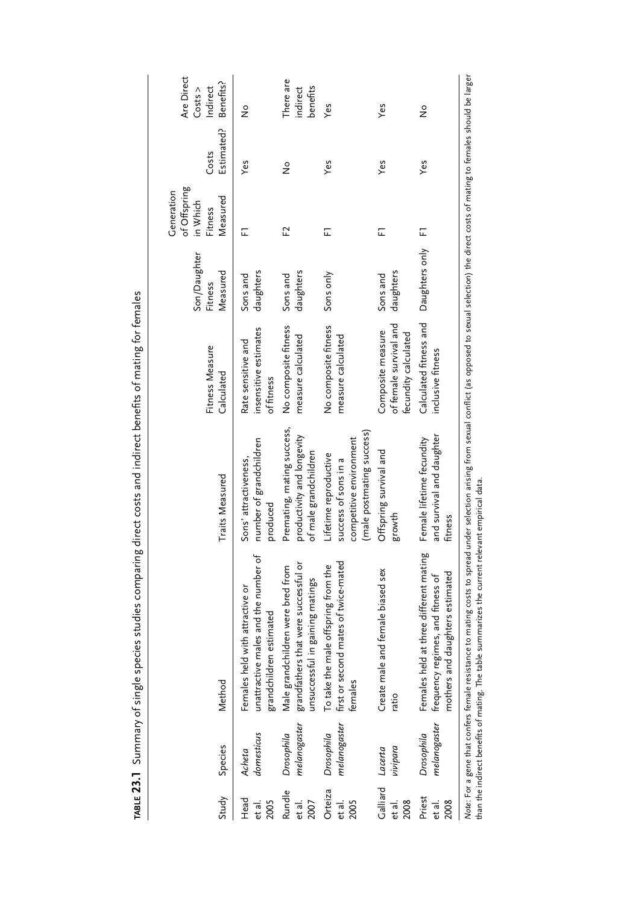**TABLE 23.1** Summary of single species studies comparing direct costs and indirect benefits of mating for females

| Study | Species | Method | Traits Measured | Fitness Measure Calculated | Son/Daughter Fitness Measured | Generation of Offspring in Which Fitness Measured | Costs Estimated? | Are Direct Costs > Indirect Benefits? |
|---|---|---|---|---|---|---|---|---|
| Head et al. 2005 | *Acheta domesticus* | Females held with attractive or unattractive males and the number of grandchildren estimated | Sons' attractiveness, number of grandchildren produced | Rate sensitive and insensitive estimates of fitness | Sons and daughters | F1 | Yes | No |
| Rundle et al. 2007 | *Drosophila melanogaster* | Male grandchildren were bred from grandfathers that were successful or unsuccessful in gaining matings | Premating, mating success, productivity and longevity of male grandchildren | No composite fitness measure calculated | Sons and daughters | F2 | No | There are indirect benefits |
| Orteiza et al. 2005 | *Drosophila melanogaster* | To take the male offspring from the first or second mates of twice-mated females | Lifetime reproductive success of sons in a competitive environment (male postmating success) | No composite fitness measure calculated | Sons only | F1 | Yes | Yes |
| Galliard et al. 2008 | *Lacerta vivipara* | Create male and female biased sex ratio | Offspring survival and growth | Composite measure of female survival and fecundity calculated | Sons and daughters | F1 | Yes | Yes |
| Priest et al. 2008 | *Drosophila melanogaster* | Females held at three different mating frequency regimes, and fitness of mothers and daughters estimated | Female lifetime fecundity and survival and daughter fitness | Calculated fitness and inclusive fitness | Daughters only | F1 | Yes | No |

*Note*: For a gene that confers female resistance to mating costs to spread under selection arising from sexual conflict (as opposed to sexual selection) the direct costs of mating to females should be larger than the indirect benefits of mating. The table summarizes the current relevant empirical data.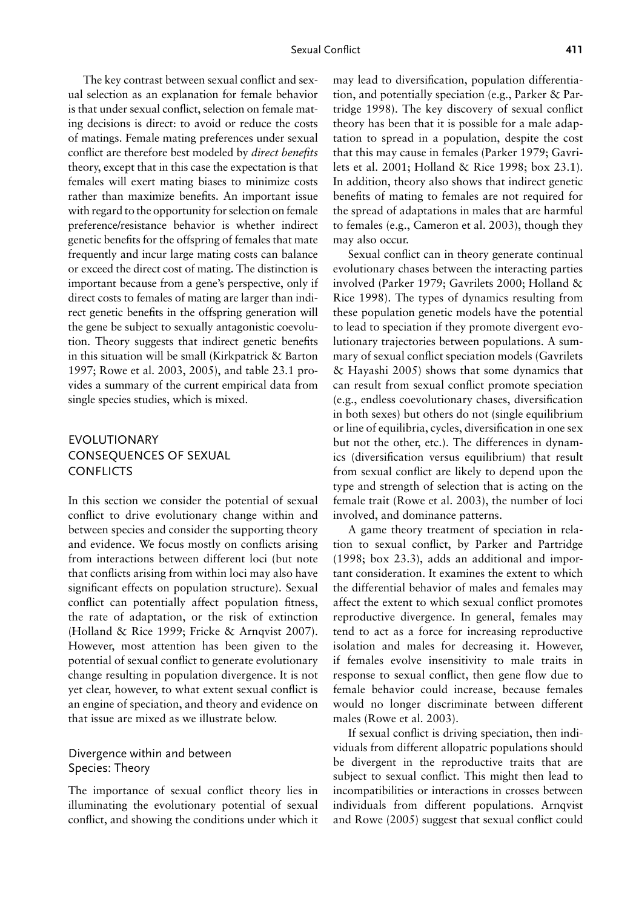The key contrast between sexual conflict and sexual selection as an explanation for female behavior is that under sexual conflict, selection on female mating decisions is direct: to avoid or reduce the costs of matings. Female mating preferences under sexual conflict are therefore best modeled by *direct benefits* theory, except that in this case the expectation is that females will exert mating biases to minimize costs rather than maximize benefits. An important issue with regard to the opportunity for selection on female preference/resistance behavior is whether indirect genetic benefits for the offspring of females that mate frequently and incur large mating costs can balance or exceed the direct cost of mating. The distinction is important because from a gene's perspective, only if direct costs to females of mating are larger than indirect genetic benefits in the offspring generation will the gene be subject to sexually antagonistic coevolution. Theory suggests that indirect genetic benefits in this situation will be small (Kirkpatrick & Barton 1997; Rowe et al. 2003, 2005), and table 23.1 provides a summary of the current empirical data from single species studies, which is mixed.

## EVOLUTIONARY CONSEQUENCES OF SEXUAL CONFLICTS

In this section we consider the potential of sexual conflict to drive evolutionary change within and between species and consider the supporting theory and evidence. We focus mostly on conflicts arising from interactions between different loci (but note that conflicts arising from within loci may also have significant effects on population structure). Sexual conflict can potentially affect population fitness, the rate of adaptation, or the risk of extinction (Holland & Rice 1999; Fricke & Arnqvist 2007). However, most attention has been given to the potential of sexual conflict to generate evolutionary change resulting in population divergence. It is not yet clear, however, to what extent sexual conflict is an engine of speciation, and theory and evidence on that issue are mixed as we illustrate below.

### Divergence within and between Species: Theory

The importance of sexual conflict theory lies in illuminating the evolutionary potential of sexual conflict, and showing the conditions under which it may lead to diversification, population differentiation, and potentially speciation (e.g., Parker & Partridge 1998). The key discovery of sexual conflict theory has been that it is possible for a male adaptation to spread in a population, despite the cost that this may cause in females (Parker 1979; Gavrilets et al. 2001; Holland & Rice 1998; box 23.1). In addition, theory also shows that indirect genetic benefits of mating to females are not required for the spread of adaptations in males that are harmful to females (e.g., Cameron et al. 2003), though they may also occur.

Sexual conflict can in theory generate continual evolutionary chases between the interacting parties involved (Parker 1979; Gavrilets 2000; Holland & Rice 1998). The types of dynamics resulting from these population genetic models have the potential to lead to speciation if they promote divergent evolutionary trajectories between populations. A summary of sexual conflict speciation models (Gavrilets & Hayashi 2005) shows that some dynamics that can result from sexual conflict promote speciation (e.g., endless coevolutionary chases, diversification in both sexes) but others do not (single equilibrium or line of equilibria, cycles, diversification in one sex but not the other, etc.). The differences in dynamics (diversification versus equilibrium) that result from sexual conflict are likely to depend upon the type and strength of selection that is acting on the female trait (Rowe et al. 2003), the number of loci involved, and dominance patterns.

A game theory treatment of speciation in relation to sexual conflict, by Parker and Partridge (1998; box 23.3), adds an additional and important consideration. It examines the extent to which the differential behavior of males and females may affect the extent to which sexual conflict promotes reproductive divergence. In general, females may tend to act as a force for increasing reproductive isolation and males for decreasing it. However, if females evolve insensitivity to male traits in response to sexual conflict, then gene flow due to female behavior could increase, because females would no longer discriminate between different males (Rowe et al. 2003).

If sexual conflict is driving speciation, then individuals from different allopatric populations should be divergent in the reproductive traits that are subject to sexual conflict. This might then lead to incompatibilities or interactions in crosses between individuals from different populations. Arnqvist and Rowe (2005) suggest that sexual conflict could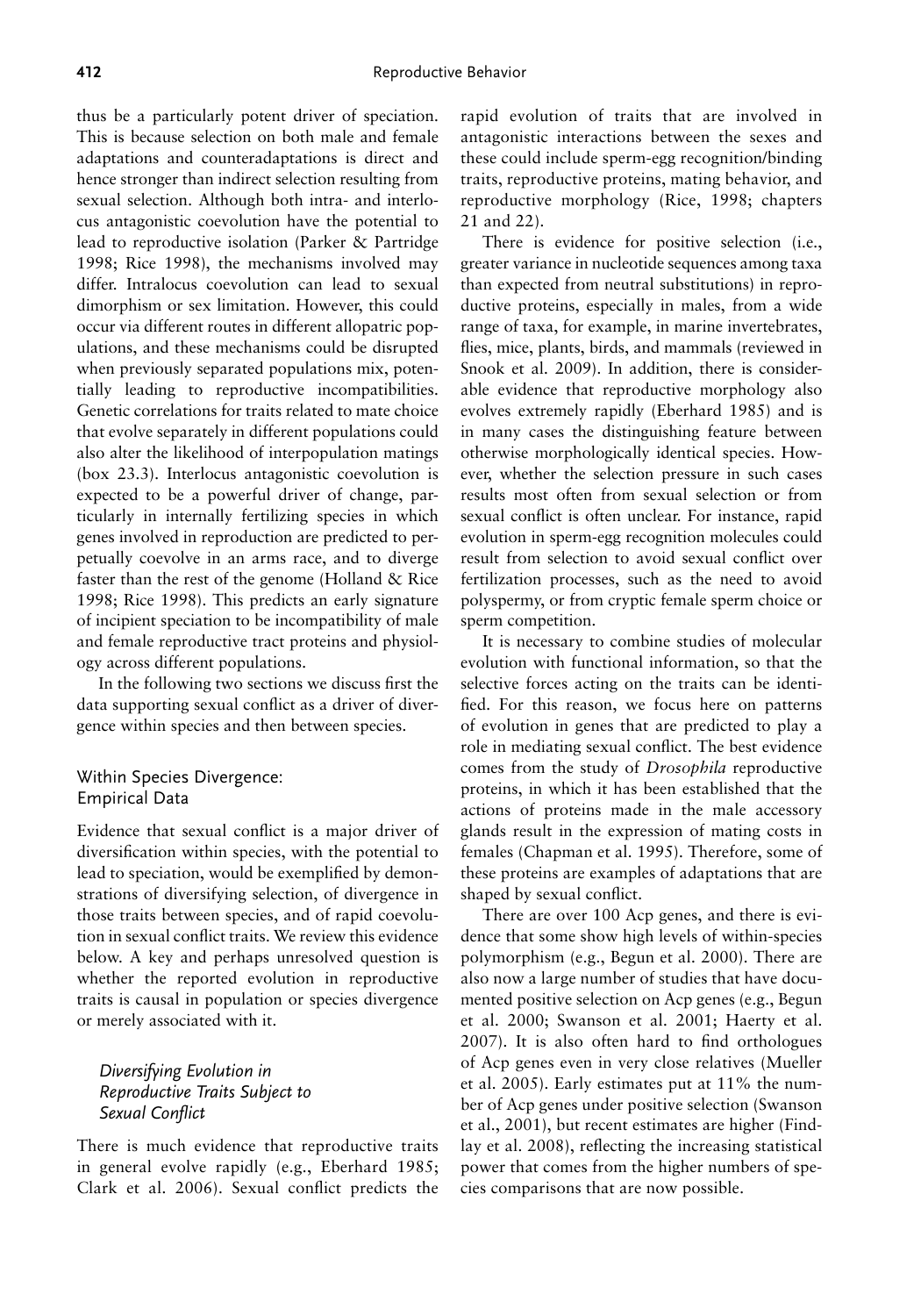thus be a particularly potent driver of speciation. This is because selection on both male and female adaptations and counteradaptations is direct and hence stronger than indirect selection resulting from sexual selection. Although both intra- and interlocus antagonistic coevolution have the potential to lead to reproductive isolation (Parker & Partridge 1998; Rice 1998), the mechanisms involved may differ. Intralocus coevolution can lead to sexual dimorphism or sex limitation. However, this could occur via different routes in different allopatric populations, and these mechanisms could be disrupted when previously separated populations mix, potentially leading to reproductive incompatibilities. Genetic correlations for traits related to mate choice that evolve separately in different populations could also alter the likelihood of interpopulation matings (box 23.3). Interlocus antagonistic coevolution is expected to be a powerful driver of change, particularly in internally fertilizing species in which genes involved in reproduction are predicted to perpetually coevolve in an arms race, and to diverge faster than the rest of the genome (Holland & Rice 1998; Rice 1998). This predicts an early signature of incipient speciation to be incompatibility of male and female reproductive tract proteins and physiology across different populations.

In the following two sections we discuss first the data supporting sexual conflict as a driver of divergence within species and then between species.

## Within Species Divergence: Empirical Data

Evidence that sexual conflict is a major driver of diversification within species, with the potential to lead to speciation, would be exemplified by demonstrations of diversifying selection, of divergence in those traits between species, and of rapid coevolution in sexual conflict traits. We review this evidence below. A key and perhaps unresolved question is whether the reported evolution in reproductive traits is causal in population or species divergence or merely associated with it.

### *Diversifying Evolution in Reproductive Traits Subject to Sexual Conflict*

There is much evidence that reproductive traits in general evolve rapidly (e.g., Eberhard 1985; Clark et al. 2006). Sexual conflict predicts the rapid evolution of traits that are involved in antagonistic interactions between the sexes and these could include sperm-egg recognition/binding traits, reproductive proteins, mating behavior, and reproductive morphology (Rice, 1998; chapters 21 and 22).

There is evidence for positive selection (i.e., greater variance in nucleotide sequences among taxa than expected from neutral substitutions) in reproductive proteins, especially in males, from a wide range of taxa, for example, in marine invertebrates, flies, mice, plants, birds, and mammals (reviewed in Snook et al. 2009). In addition, there is considerable evidence that reproductive morphology also evolves extremely rapidly (Eberhard 1985) and is in many cases the distinguishing feature between otherwise morphologically identical species. However, whether the selection pressure in such cases results most often from sexual selection or from sexual conflict is often unclear. For instance, rapid evolution in sperm-egg recognition molecules could result from selection to avoid sexual conflict over fertilization processes, such as the need to avoid polyspermy, or from cryptic female sperm choice or sperm competition.

It is necessary to combine studies of molecular evolution with functional information, so that the selective forces acting on the traits can be identified. For this reason, we focus here on patterns of evolution in genes that are predicted to play a role in mediating sexual conflict. The best evidence comes from the study of *Drosophila* reproductive proteins, in which it has been established that the actions of proteins made in the male accessory glands result in the expression of mating costs in females (Chapman et al. 1995). Therefore, some of these proteins are examples of adaptations that are shaped by sexual conflict.

There are over 100 Acp genes, and there is evidence that some show high levels of within-species polymorphism (e.g., Begun et al. 2000). There are also now a large number of studies that have documented positive selection on Acp genes (e.g., Begun et al. 2000; Swanson et al. 2001; Haerty et al. 2007). It is also often hard to find orthologues of Acp genes even in very close relatives (Mueller et al. 2005). Early estimates put at 11% the number of Acp genes under positive selection (Swanson et al., 2001), but recent estimates are higher (Findlay et al. 2008), reflecting the increasing statistical power that comes from the higher numbers of species comparisons that are now possible.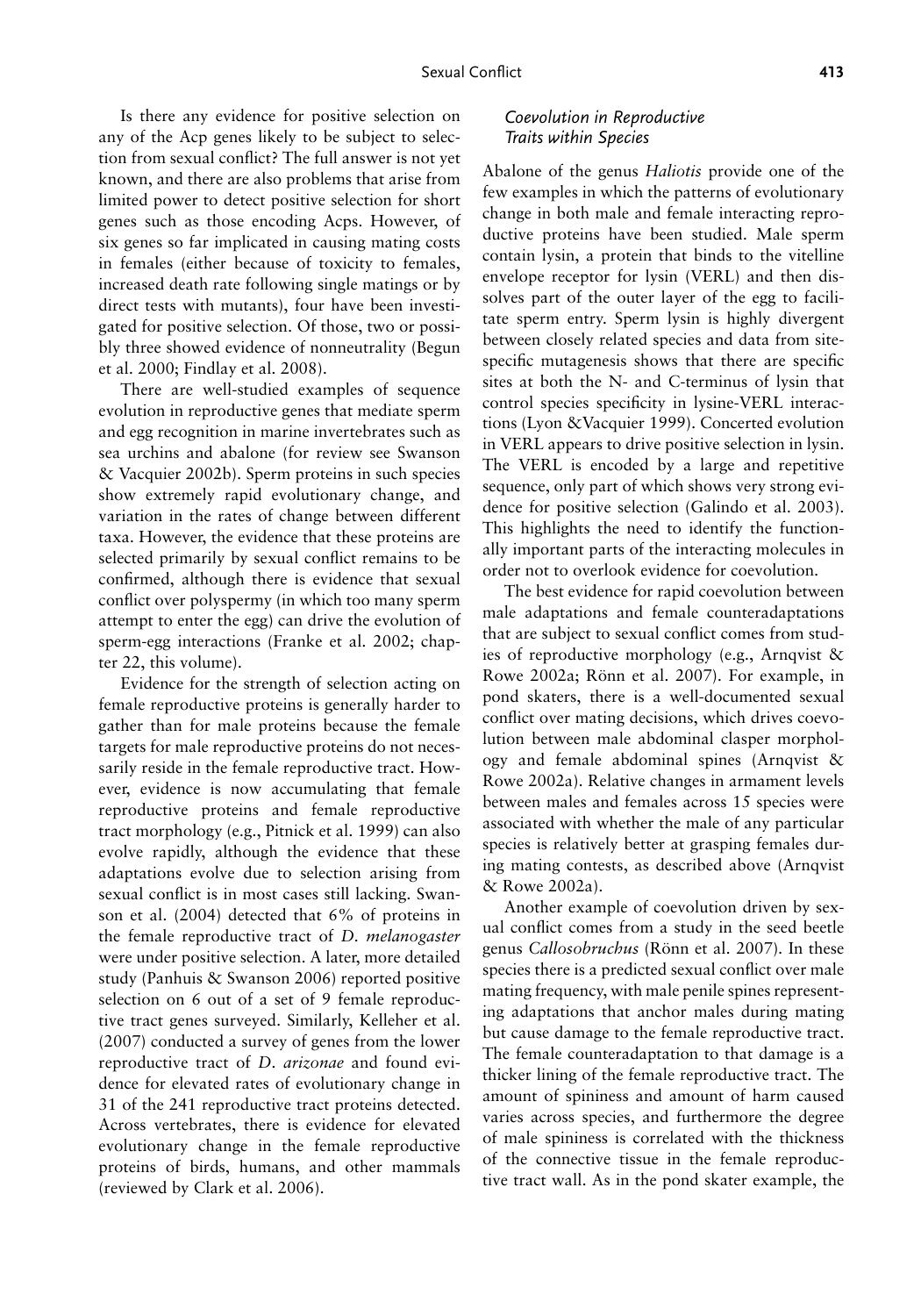Is there any evidence for positive selection on any of the Acp genes likely to be subject to selection from sexual conflict? The full answer is not yet known, and there are also problems that arise from limited power to detect positive selection for short genes such as those encoding Acps. However, of six genes so far implicated in causing mating costs in females (either because of toxicity to females, increased death rate following single matings or by direct tests with mutants), four have been investigated for positive selection. Of those, two or possibly three showed evidence of nonneutrality (Begun et al. 2000; Findlay et al. 2008).

There are well-studied examples of sequence evolution in reproductive genes that mediate sperm and egg recognition in marine invertebrates such as sea urchins and abalone (for review see Swanson & Vacquier 2002b). Sperm proteins in such species show extremely rapid evolutionary change, and variation in the rates of change between different taxa. However, the evidence that these proteins are selected primarily by sexual conflict remains to be confirmed, although there is evidence that sexual conflict over polyspermy (in which too many sperm attempt to enter the egg) can drive the evolution of sperm-egg interactions (Franke et al. 2002; chapter 22, this volume).

Evidence for the strength of selection acting on female reproductive proteins is generally harder to gather than for male proteins because the female targets for male reproductive proteins do not necessarily reside in the female reproductive tract. However, evidence is now accumulating that female reproductive proteins and female reproductive tract morphology (e.g., Pitnick et al. 1999) can also evolve rapidly, although the evidence that these adaptations evolve due to selection arising from sexual conflict is in most cases still lacking. Swanson et al. (2004) detected that 6% of proteins in the female reproductive tract of *D. melanogaster* were under positive selection. A later, more detailed study (Panhuis & Swanson 2006) reported positive selection on 6 out of a set of 9 female reproductive tract genes surveyed. Similarly, Kelleher et al. (2007) conducted a survey of genes from the lower reproductive tract of *D. arizonae* and found evidence for elevated rates of evolutionary change in 31 of the 241 reproductive tract proteins detected. Across vertebrates, there is evidence for elevated evolutionary change in the female reproductive proteins of birds, humans, and other mammals (reviewed by Clark et al. 2006).

### *Coevolution in Reproductive Traits within Species*

Abalone of the genus *Haliotis* provide one of the few examples in which the patterns of evolutionary change in both male and female interacting reproductive proteins have been studied. Male sperm contain lysin, a protein that binds to the vitelline envelope receptor for lysin (VERL) and then dissolves part of the outer layer of the egg to facilitate sperm entry. Sperm lysin is highly divergent between closely related species and data from site-specific mutagenesis shows that there are specific sites at both the N- and C-terminus of lysin that control species specificity in lysine-VERL interactions (Lyon &Vacquier 1999). Concerted evolution in VERL appears to drive positive selection in lysin. The VERL is encoded by a large and repetitive sequence, only part of which shows very strong evidence for positive selection (Galindo et al. 2003). This highlights the need to identify the functionally important parts of the interacting molecules in order not to overlook evidence for coevolution.

The best evidence for rapid coevolution between male adaptations and female counteradaptations that are subject to sexual conflict comes from studies of reproductive morphology (e.g., Arnqvist & Rowe 2002a; Rönn et al. 2007). For example, in pond skaters, there is a well-documented sexual conflict over mating decisions, which drives coevolution between male abdominal clasper morphology and female abdominal spines (Arnqvist & Rowe 2002a). Relative changes in armament levels between males and females across 15 species were associated with whether the male of any particular species is relatively better at grasping females during mating contests, as described above (Arnqvist & Rowe 2002a).

Another example of coevolution driven by sexual conflict comes from a study in the seed beetle genus *Callosobruchus* (Rönn et al. 2007). In these species there is a predicted sexual conflict over male mating frequency, with male penile spines representing adaptations that anchor males during mating but cause damage to the female reproductive tract. The female counteradaptation to that damage is a thicker lining of the female reproductive tract. The amount of spininess and amount of harm caused varies across species, and furthermore the degree of male spininess is correlated with the thickness of the connective tissue in the female reproductive tract wall. As in the pond skater example, the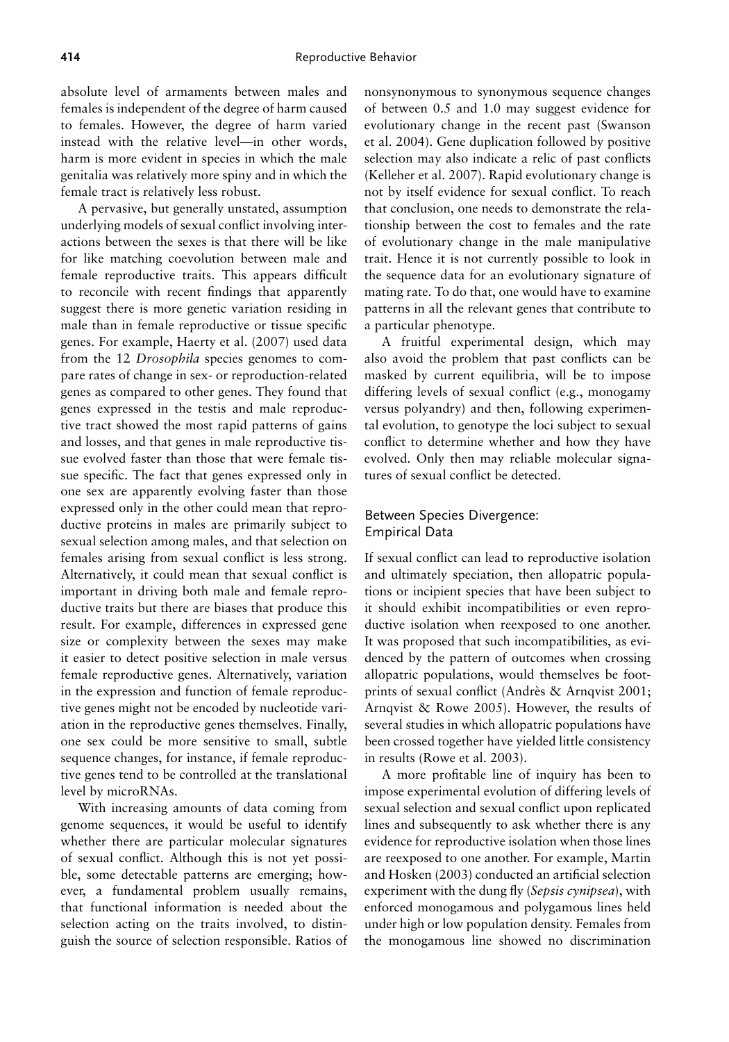absolute level of armaments between males and females is independent of the degree of harm caused to females. However, the degree of harm varied instead with the relative level—in other words, harm is more evident in species in which the male genitalia was relatively more spiny and in which the female tract is relatively less robust.

A pervasive, but generally unstated, assumption underlying models of sexual conflict involving interactions between the sexes is that there will be like for like matching coevolution between male and female reproductive traits. This appears difficult to reconcile with recent findings that apparently suggest there is more genetic variation residing in male than in female reproductive or tissue specific genes. For example, Haerty et al. (2007) used data from the 12 *Drosophila* species genomes to compare rates of change in sex- or reproduction-related genes as compared to other genes. They found that genes expressed in the testis and male reproductive tract showed the most rapid patterns of gains and losses, and that genes in male reproductive tissue evolved faster than those that were female tissue specific. The fact that genes expressed only in one sex are apparently evolving faster than those expressed only in the other could mean that reproductive proteins in males are primarily subject to sexual selection among males, and that selection on females arising from sexual conflict is less strong. Alternatively, it could mean that sexual conflict is important in driving both male and female reproductive traits but there are biases that produce this result. For example, differences in expressed gene size or complexity between the sexes may make it easier to detect positive selection in male versus female reproductive genes. Alternatively, variation in the expression and function of female reproductive genes might not be encoded by nucleotide variation in the reproductive genes themselves. Finally, one sex could be more sensitive to small, subtle sequence changes, for instance, if female reproductive genes tend to be controlled at the translational level by microRNAs.

With increasing amounts of data coming from genome sequences, it would be useful to identify whether there are particular molecular signatures of sexual conflict. Although this is not yet possible, some detectable patterns are emerging; however, a fundamental problem usually remains, that functional information is needed about the selection acting on the traits involved, to distinguish the source of selection responsible. Ratios of nonsynonymous to synonymous sequence changes of between 0.5 and 1.0 may suggest evidence for evolutionary change in the recent past (Swanson et al. 2004). Gene duplication followed by positive selection may also indicate a relic of past conflicts (Kelleher et al. 2007). Rapid evolutionary change is not by itself evidence for sexual conflict. To reach that conclusion, one needs to demonstrate the relationship between the cost to females and the rate of evolutionary change in the male manipulative trait. Hence it is not currently possible to look in the sequence data for an evolutionary signature of mating rate. To do that, one would have to examine patterns in all the relevant genes that contribute to a particular phenotype.

A fruitful experimental design, which may also avoid the problem that past conflicts can be masked by current equilibria, will be to impose differing levels of sexual conflict (e.g., monogamy versus polyandry) and then, following experimental evolution, to genotype the loci subject to sexual conflict to determine whether and how they have evolved. Only then may reliable molecular signatures of sexual conflict be detected.

## Between Species Divergence: Empirical Data

If sexual conflict can lead to reproductive isolation and ultimately speciation, then allopatric populations or incipient species that have been subject to it should exhibit incompatibilities or even reproductive isolation when reexposed to one another. It was proposed that such incompatibilities, as evidenced by the pattern of outcomes when crossing allopatric populations, would themselves be footprints of sexual conflict (Andrès & Arnqvist 2001; Arnqvist & Rowe 2005). However, the results of several studies in which allopatric populations have been crossed together have yielded little consistency in results (Rowe et al. 2003).

A more profitable line of inquiry has been to impose experimental evolution of differing levels of sexual selection and sexual conflict upon replicated lines and subsequently to ask whether there is any evidence for reproductive isolation when those lines are reexposed to one another. For example, Martin and Hosken (2003) conducted an artificial selection experiment with the dung fly (*Sepsis cynipsea*), with enforced monogamous and polygamous lines held under high or low population density. Females from the monogamous line showed no discrimination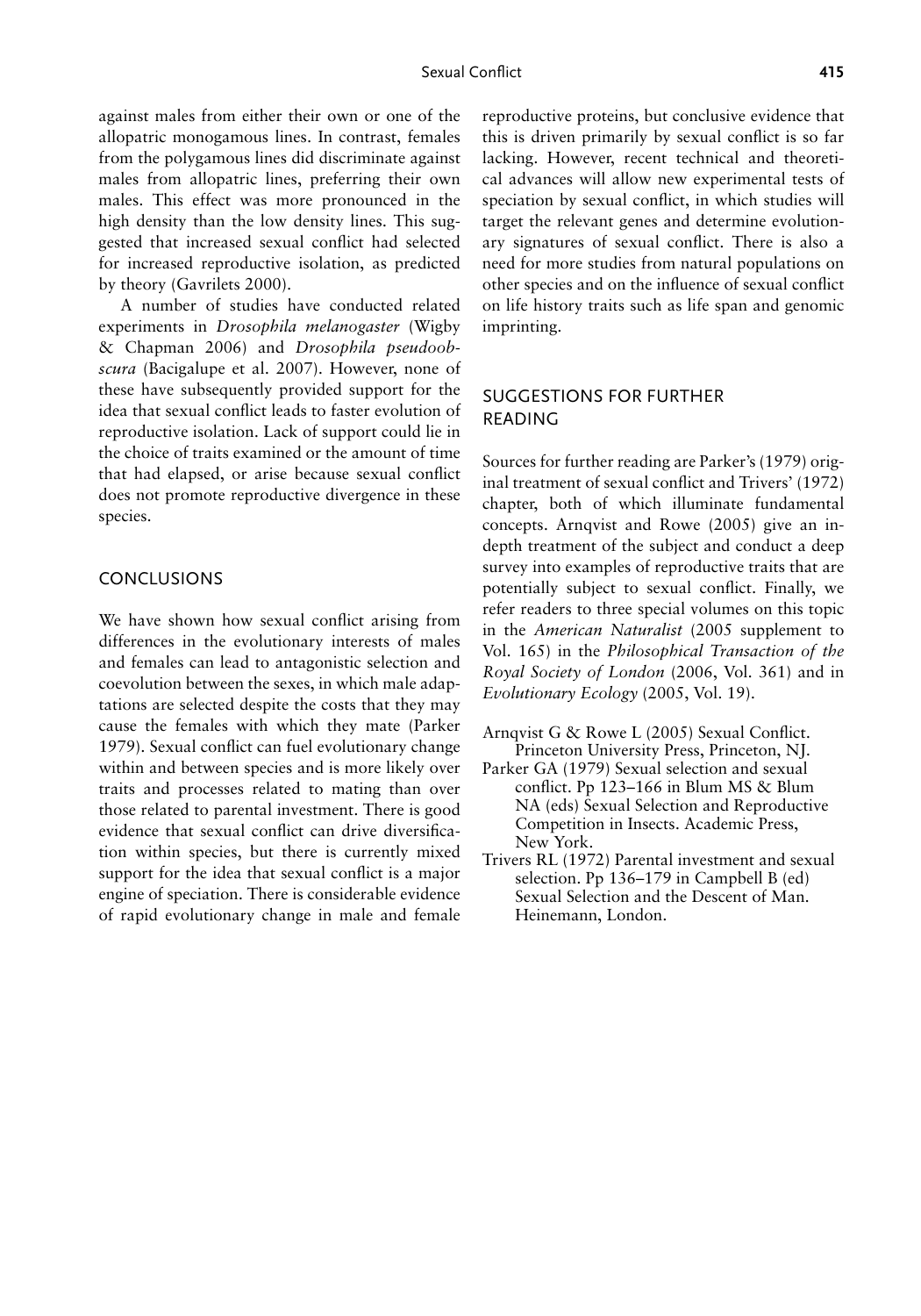against males from either their own or one of the allopatric monogamous lines. In contrast, females from the polygamous lines did discriminate against males from allopatric lines, preferring their own males. This effect was more pronounced in the high density than the low density lines. This suggested that increased sexual conflict had selected for increased reproductive isolation, as predicted by theory (Gavrilets 2000).

A number of studies have conducted related experiments in *Drosophila melanogaster* (Wigby & Chapman 2006) and *Drosophila pseudoobscura* (Bacigalupe et al. 2007). However, none of these have subsequently provided support for the idea that sexual conflict leads to faster evolution of reproductive isolation. Lack of support could lie in the choice of traits examined or the amount of time that had elapsed, or arise because sexual conflict does not promote reproductive divergence in these species.

## CONCLUSIONS

We have shown how sexual conflict arising from differences in the evolutionary interests of males and females can lead to antagonistic selection and coevolution between the sexes, in which male adaptations are selected despite the costs that they may cause the females with which they mate (Parker 1979). Sexual conflict can fuel evolutionary change within and between species and is more likely over traits and processes related to mating than over those related to parental investment. There is good evidence that sexual conflict can drive diversification within species, but there is currently mixed support for the idea that sexual conflict is a major engine of speciation. There is considerable evidence of rapid evolutionary change in male and female reproductive proteins, but conclusive evidence that this is driven primarily by sexual conflict is so far lacking. However, recent technical and theoretical advances will allow new experimental tests of speciation by sexual conflict, in which studies will target the relevant genes and determine evolutionary signatures of sexual conflict. There is also a need for more studies from natural populations on other species and on the influence of sexual conflict on life history traits such as life span and genomic imprinting.

## SUGGESTIONS FOR FURTHER READING

Sources for further reading are Parker's (1979) original treatment of sexual conflict and Trivers' (1972) chapter, both of which illuminate fundamental concepts. Arnqvist and Rowe (2005) give an in-depth treatment of the subject and conduct a deep survey into examples of reproductive traits that are potentially subject to sexual conflict. Finally, we refer readers to three special volumes on this topic in the *American Naturalist* (2005 supplement to Vol. 165) in the *Philosophical Transaction of the Royal Society of London* (2006, Vol. 361) and in *Evolutionary Ecology* (2005, Vol. 19).

Arnqvist G & Rowe L (2005) Sexual Conflict. Princeton University Press, Princeton, NJ.

Parker GA (1979) Sexual selection and sexual conflict. Pp 123–166 in Blum MS & Blum NA (eds) Sexual Selection and Reproductive Competition in Insects. Academic Press, New York.

Trivers RL (1972) Parental investment and sexual selection. Pp 136–179 in Campbell B (ed) Sexual Selection and the Descent of Man. Heinemann, London.